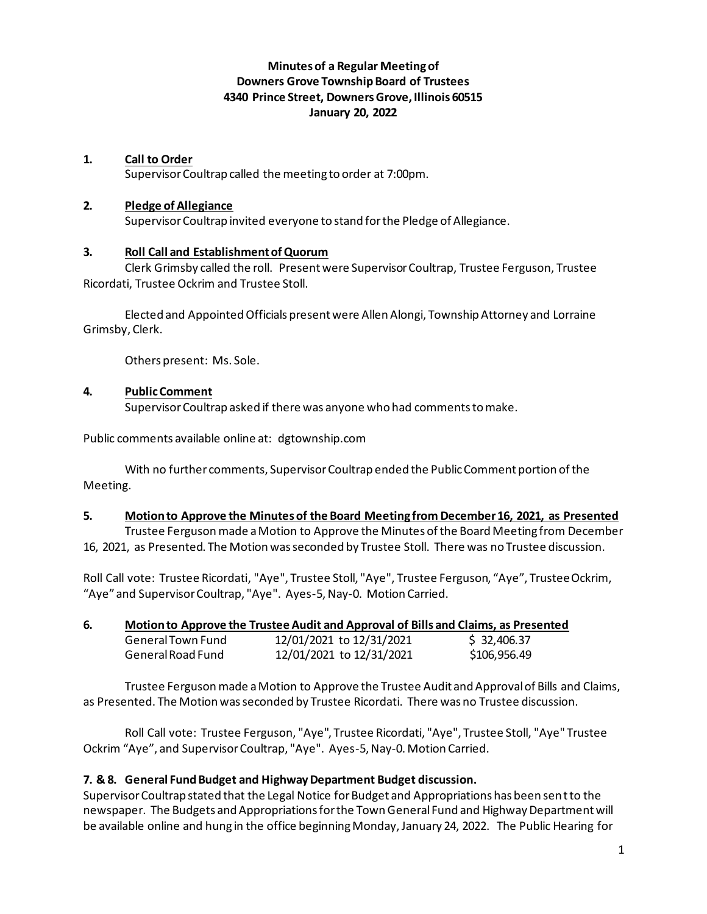**Minutes of a Regular Meeting of**
**Downers Grove Township Board of Trustees**
**4340 Prince Street, Downers Grove, Illinois 60515**
**January 20, 2022**

**1. Call to Order**

Supervisor Coultrap called the meeting to order at 7:00pm.

**2. Pledge of Allegiance**

Supervisor Coultrap invited everyone to stand for the Pledge of Allegiance.

**3. Roll Call and Establishment of Quorum**

Clerk Grimsby called the roll. Present were Supervisor Coultrap, Trustee Ferguson, Trustee Ricordati, Trustee Ockrim and Trustee Stoll.

Elected and Appointed Officials present were Allen Alongi, Township Attorney and Lorraine Grimsby, Clerk.

Others present: Ms. Sole.

**4. Public Comment**

Supervisor Coultrap asked if there was anyone who had comments to make.

Public comments available online at: dgtownship.com

With no further comments, Supervisor Coultrap ended the Public Comment portion of the Meeting.

**5. Motion to Approve the Minutes of the Board Meeting from December 16, 2021, as Presented**

Trustee Ferguson made a Motion to Approve the Minutes of the Board Meeting from December 16, 2021, as Presented. The Motion was seconded by Trustee Stoll. There was no Trustee discussion.

Roll Call vote: Trustee Ricordati, "Aye", Trustee Stoll, "Aye", Trustee Ferguson, "Aye", Trustee Ockrim, "Aye" and Supervisor Coultrap, "Aye". Ayes-5, Nay-0. Motion Carried.

**6. Motion to Approve the Trustee Audit and Approval of Bills and Claims, as Presented**

| | | |
|---|---|---|
| General Town Fund | 12/01/2021 to 12/31/2021 | $ 32,406.37 |
| General Road Fund | 12/01/2021 to 12/31/2021 | $106,956.49 |

Trustee Ferguson made a Motion to Approve the Trustee Audit and Approval of Bills and Claims, as Presented. The Motion was seconded by Trustee Ricordati. There was no Trustee discussion.

Roll Call vote: Trustee Ferguson, "Aye", Trustee Ricordati, "Aye", Trustee Stoll, "Aye" Trustee Ockrim "Aye", and Supervisor Coultrap, "Aye". Ayes-5, Nay-0. Motion Carried.

**7. & 8. General Fund Budget and Highway Department Budget discussion.**

Supervisor Coultrap stated that the Legal Notice for Budget and Appropriations has been sent to the newspaper. The Budgets and Appropriations for the Town General Fund and Highway Department will be available online and hung in the office beginning Monday, January 24, 2022. The Public Hearing for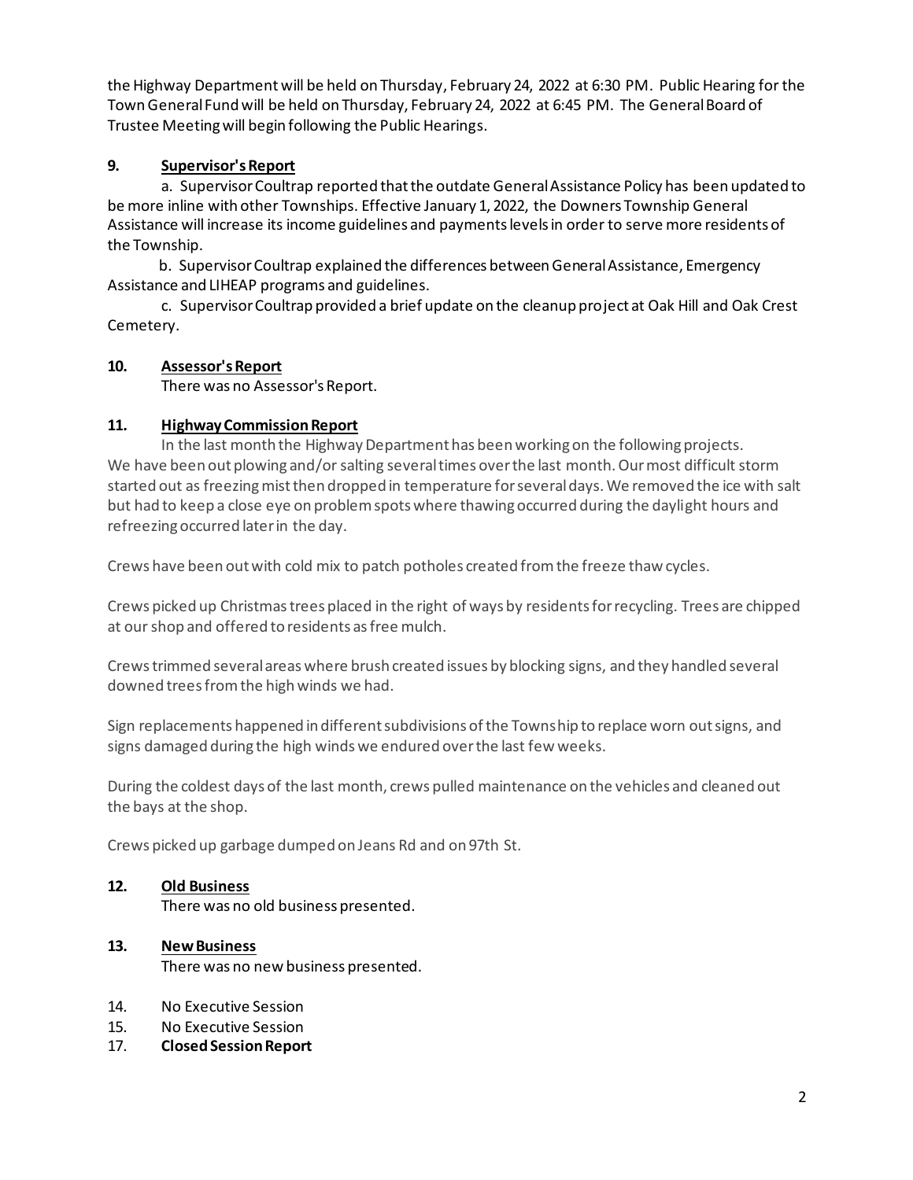the Highway Department will be held on Thursday, February 24, 2022 at 6:30 PM. Public Hearing for the Town General Fund will be held on Thursday, February 24, 2022 at 6:45 PM. The General Board of Trustee Meeting will begin following the Public Hearings.

**9. <u>Supervisor's Report</u>**

a. Supervisor Coultrap reported that the outdate General Assistance Policy has been updated to be more inline with other Townships. Effective January 1, 2022, the Downers Township General Assistance will increase its income guidelines and payments levels in order to serve more residents of the Township.

b. Supervisor Coultrap explained the differences between General Assistance, Emergency Assistance and LIHEAP programs and guidelines.

c. Supervisor Coultrap provided a brief update on the cleanup project at Oak Hill and Oak Crest Cemetery.

**10. <u>Assessor's Report</u>**

There was no Assessor's Report.

**11. <u>Highway Commission Report</u>**

In the last month the Highway Department has been working on the following projects. We have been out plowing and/or salting several times over the last month. Our most difficult storm started out as freezing mist then dropped in temperature for several days. We removed the ice with salt but had to keep a close eye on problem spots where thawing occurred during the daylight hours and refreezing occurred later in the day.

Crews have been out with cold mix to patch potholes created from the freeze thaw cycles.

Crews picked up Christmas trees placed in the right of ways by residents for recycling. Trees are chipped at our shop and offered to residents as free mulch.

Crews trimmed several areas where brush created issues by blocking signs, and they handled several downed trees from the high winds we had.

Sign replacements happened in different subdivisions of the Township to replace worn out signs, and signs damaged during the high winds we endured over the last few weeks.

During the coldest days of the last month, crews pulled maintenance on the vehicles and cleaned out the bays at the shop.

Crews picked up garbage dumped on Jeans Rd and on 97th St.

**12. <u>Old Business</u>**

There was no old business presented.

**13. <u>New Business</u>**

There was no new business presented.

14. No Executive Session
15. No Executive Session
17. **Closed Session Report**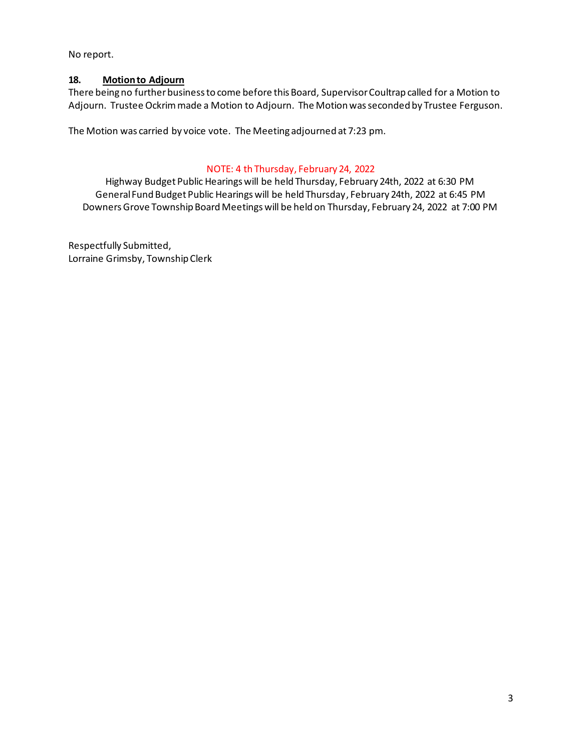No report.

**18. <u>Motion to Adjourn</u>**

There being no further business to come before this Board, Supervisor Coultrap called for a Motion to Adjourn. Trustee Ockrim made a Motion to Adjourn. The Motion was seconded by Trustee Ferguson.

The Motion was carried by voice vote. The Meeting adjourned at 7:23 pm.

NOTE: 4 th Thursday, February 24, 2022

Highway Budget Public Hearings will be held Thursday, February 24th, 2022 at 6:30 PM
General Fund Budget Public Hearings will be held Thursday, February 24th, 2022 at 6:45 PM
Downers Grove Township Board Meetings will be held on Thursday, February 24, 2022 at 7:00 PM

Respectfully Submitted,
Lorraine Grimsby, Township Clerk